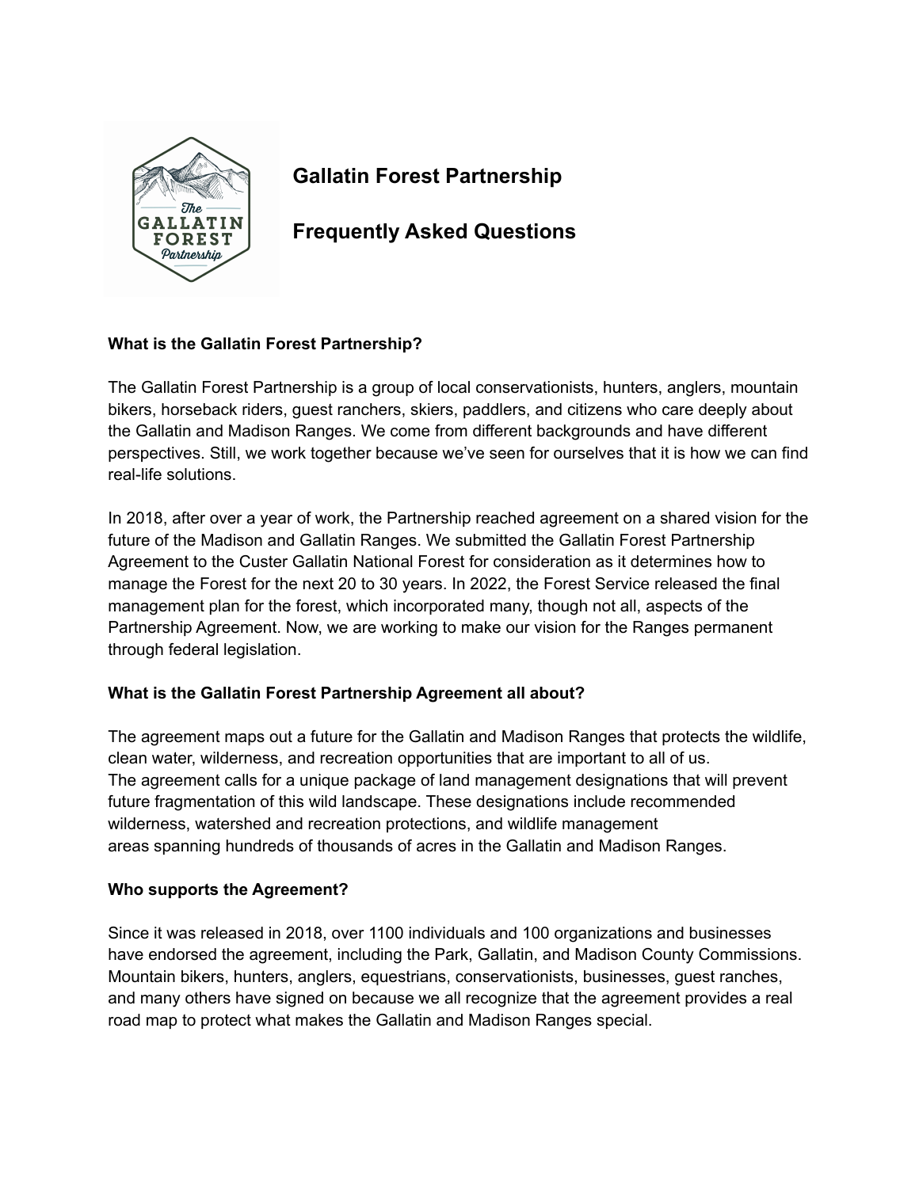# Gallatin Forest Partnership

# Frequently Asked Questions

**What is the Gallatin Forest Partnership?**

The Gallatin Forest Partnership is a group of local conservationists, hunters, anglers, mountain bikers, horseback riders, guest ranchers, skiers, paddlers, and citizens who care deeply about the Gallatin and Madison Ranges. We come from different backgrounds and have different perspectives. Still, we work together because we've seen for ourselves that it is how we can find real-life solutions.

In 2018, after over a year of work, the Partnership reached agreement on a shared vision for the future of the Madison and Gallatin Ranges. We submitted the Gallatin Forest Partnership Agreement to the Custer Gallatin National Forest for consideration as it determines how to manage the Forest for the next 20 to 30 years. In 2022, the Forest Service released the final management plan for the forest, which incorporated many, though not all, aspects of the Partnership Agreement. Now, we are working to make our vision for the Ranges permanent through federal legislation.

**What is the Gallatin Forest Partnership Agreement all about?**

The agreement maps out a future for the Gallatin and Madison Ranges that protects the wildlife, clean water, wilderness, and recreation opportunities that are important to all of us. The agreement calls for a unique package of land management designations that will prevent future fragmentation of this wild landscape. These designations include recommended wilderness, watershed and recreation protections, and wildlife management areas spanning hundreds of thousands of acres in the Gallatin and Madison Ranges.

**Who supports the Agreement?**

Since it was released in 2018, over 1100 individuals and 100 organizations and businesses have endorsed the agreement, including the Park, Gallatin, and Madison County Commissions. Mountain bikers, hunters, anglers, equestrians, conservationists, businesses, guest ranches, and many others have signed on because we all recognize that the agreement provides a real road map to protect what makes the Gallatin and Madison Ranges special.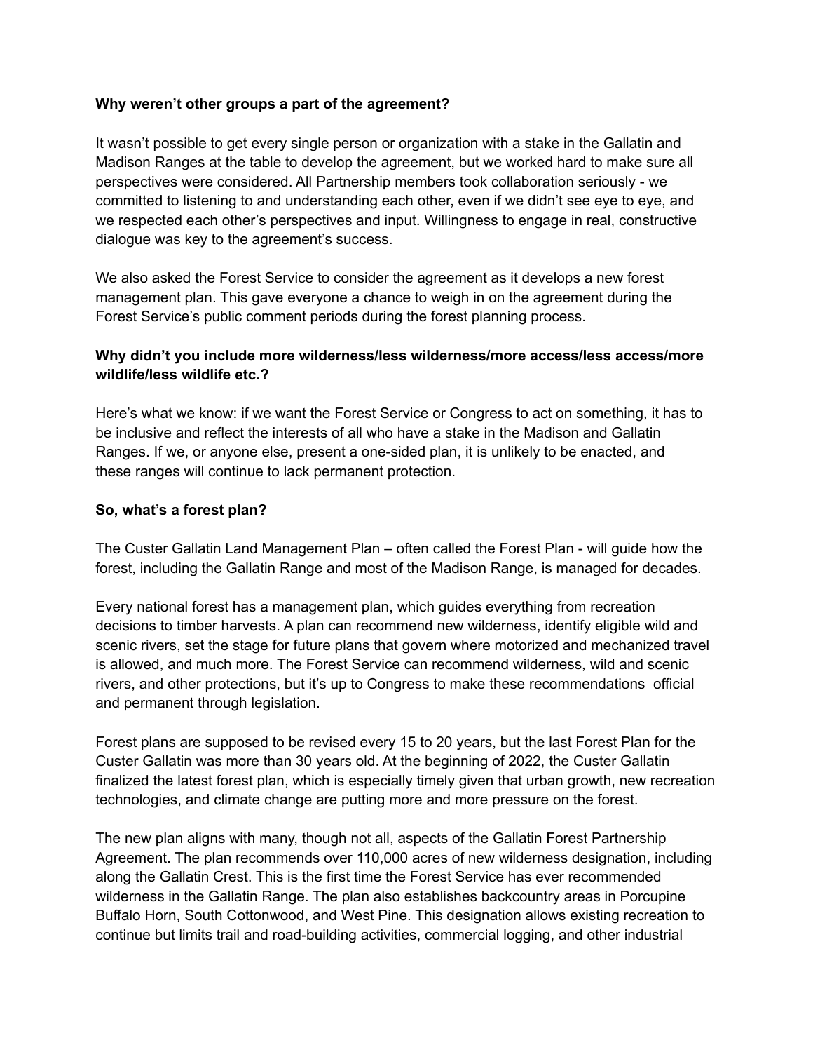**Why weren't other groups a part of the agreement?**

It wasn't possible to get every single person or organization with a stake in the Gallatin and Madison Ranges at the table to develop the agreement, but we worked hard to make sure all perspectives were considered. All Partnership members took collaboration seriously - we committed to listening to and understanding each other, even if we didn't see eye to eye, and we respected each other's perspectives and input. Willingness to engage in real, constructive dialogue was key to the agreement's success.

We also asked the Forest Service to consider the agreement as it develops a new forest management plan. This gave everyone a chance to weigh in on the agreement during the Forest Service's public comment periods during the forest planning process.

**Why didn't you include more wilderness/less wilderness/more access/less access/more wildlife/less wildlife etc.?**

Here's what we know: if we want the Forest Service or Congress to act on something, it has to be inclusive and reflect the interests of all who have a stake in the Madison and Gallatin Ranges. If we, or anyone else, present a one-sided plan, it is unlikely to be enacted, and these ranges will continue to lack permanent protection.

**So, what's a forest plan?**

The Custer Gallatin Land Management Plan – often called the Forest Plan - will guide how the forest, including the Gallatin Range and most of the Madison Range, is managed for decades.

Every national forest has a management plan, which guides everything from recreation decisions to timber harvests. A plan can recommend new wilderness, identify eligible wild and scenic rivers, set the stage for future plans that govern where motorized and mechanized travel is allowed, and much more. The Forest Service can recommend wilderness, wild and scenic rivers, and other protections, but it's up to Congress to make these recommendations official and permanent through legislation.

Forest plans are supposed to be revised every 15 to 20 years, but the last Forest Plan for the Custer Gallatin was more than 30 years old. At the beginning of 2022, the Custer Gallatin finalized the latest forest plan, which is especially timely given that urban growth, new recreation technologies, and climate change are putting more and more pressure on the forest.

The new plan aligns with many, though not all, aspects of the Gallatin Forest Partnership Agreement. The plan recommends over 110,000 acres of new wilderness designation, including along the Gallatin Crest. This is the first time the Forest Service has ever recommended wilderness in the Gallatin Range. The plan also establishes backcountry areas in Porcupine Buffalo Horn, South Cottonwood, and West Pine. This designation allows existing recreation to continue but limits trail and road-building activities, commercial logging, and other industrial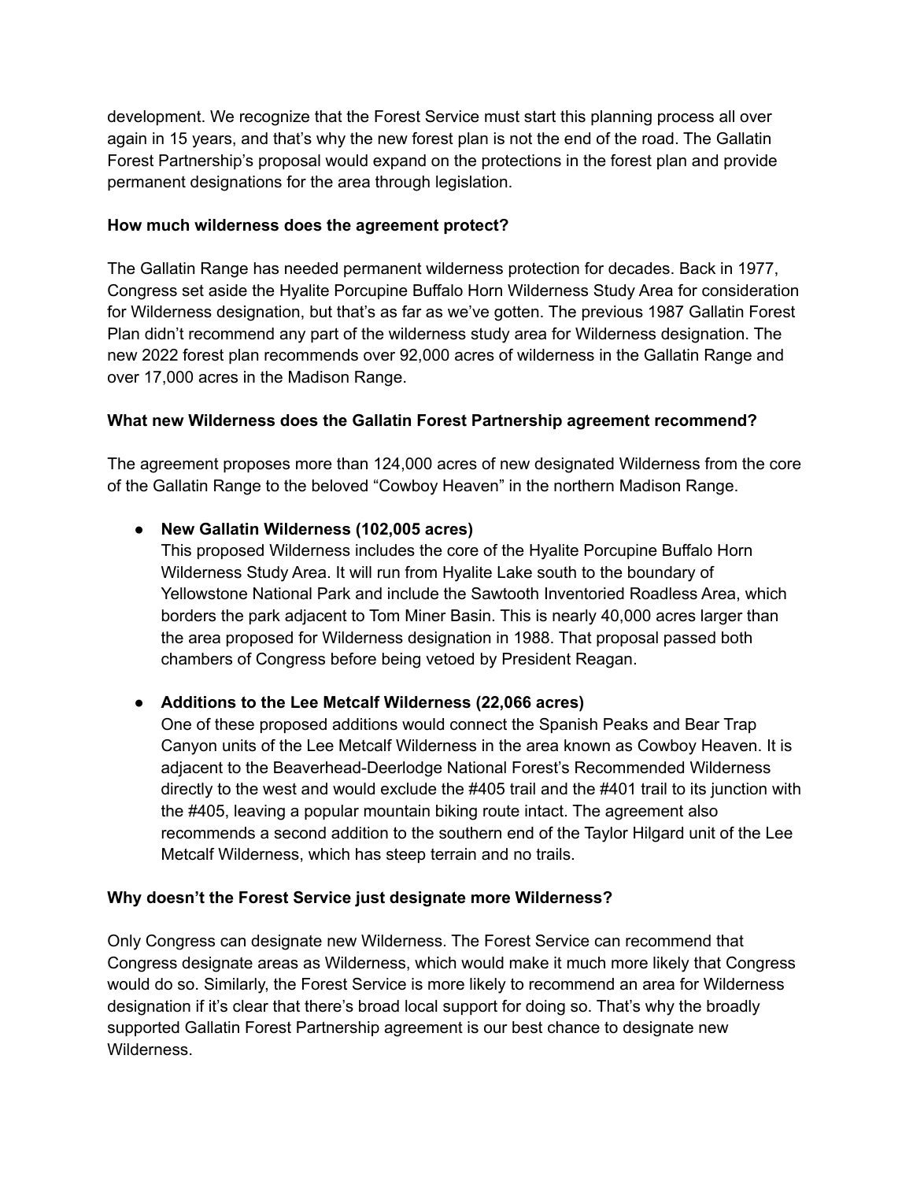development. We recognize that the Forest Service must start this planning process all over again in 15 years, and that's why the new forest plan is not the end of the road. The Gallatin Forest Partnership's proposal would expand on the protections in the forest plan and provide permanent designations for the area through legislation.

**How much wilderness does the agreement protect?**

The Gallatin Range has needed permanent wilderness protection for decades. Back in 1977, Congress set aside the Hyalite Porcupine Buffalo Horn Wilderness Study Area for consideration for Wilderness designation, but that's as far as we've gotten. The previous 1987 Gallatin Forest Plan didn't recommend any part of the wilderness study area for Wilderness designation. The new 2022 forest plan recommends over 92,000 acres of wilderness in the Gallatin Range and over 17,000 acres in the Madison Range.

**What new Wilderness does the Gallatin Forest Partnership agreement recommend?**

The agreement proposes more than 124,000 acres of new designated Wilderness from the core of the Gallatin Range to the beloved "Cowboy Heaven" in the northern Madison Range.

- **New Gallatin Wilderness (102,005 acres)**
  This proposed Wilderness includes the core of the Hyalite Porcupine Buffalo Horn Wilderness Study Area. It will run from Hyalite Lake south to the boundary of Yellowstone National Park and include the Sawtooth Inventoried Roadless Area, which borders the park adjacent to Tom Miner Basin. This is nearly 40,000 acres larger than the area proposed for Wilderness designation in 1988. That proposal passed both chambers of Congress before being vetoed by President Reagan.

- **Additions to the Lee Metcalf Wilderness (22,066 acres)**
  One of these proposed additions would connect the Spanish Peaks and Bear Trap Canyon units of the Lee Metcalf Wilderness in the area known as Cowboy Heaven. It is adjacent to the Beaverhead-Deerlodge National Forest's Recommended Wilderness directly to the west and would exclude the #405 trail and the #401 trail to its junction with the #405, leaving a popular mountain biking route intact. The agreement also recommends a second addition to the southern end of the Taylor Hilgard unit of the Lee Metcalf Wilderness, which has steep terrain and no trails.

**Why doesn't the Forest Service just designate more Wilderness?**

Only Congress can designate new Wilderness. The Forest Service can recommend that Congress designate areas as Wilderness, which would make it much more likely that Congress would do so. Similarly, the Forest Service is more likely to recommend an area for Wilderness designation if it's clear that there's broad local support for doing so. That's why the broadly supported Gallatin Forest Partnership agreement is our best chance to designate new Wilderness.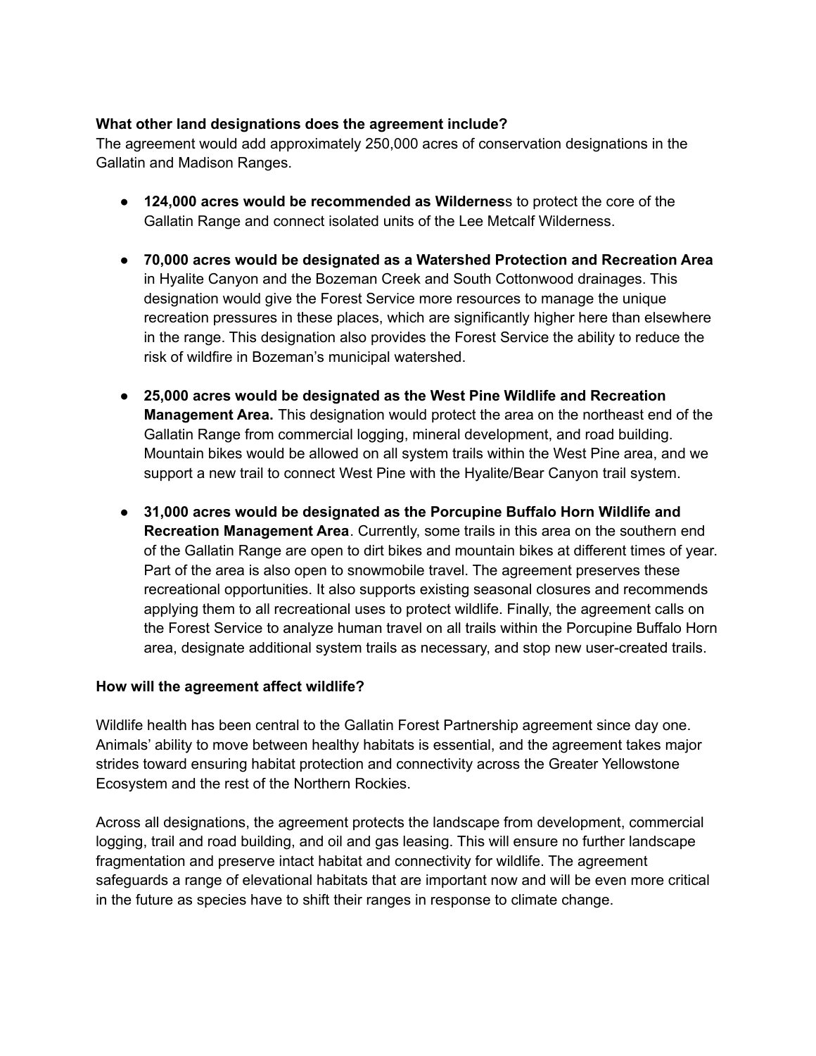**What other land designations does the agreement include?**

The agreement would add approximately 250,000 acres of conservation designations in the Gallatin and Madison Ranges.

- **124,000 acres would be recommended as Wilderness**s to protect the core of the Gallatin Range and connect isolated units of the Lee Metcalf Wilderness.

- **70,000 acres would be designated as a Watershed Protection and Recreation Area** in Hyalite Canyon and the Bozeman Creek and South Cottonwood drainages. This designation would give the Forest Service more resources to manage the unique recreation pressures in these places, which are significantly higher here than elsewhere in the range. This designation also provides the Forest Service the ability to reduce the risk of wildfire in Bozeman's municipal watershed.

- **25,000 acres would be designated as the West Pine Wildlife and Recreation Management Area.** This designation would protect the area on the northeast end of the Gallatin Range from commercial logging, mineral development, and road building. Mountain bikes would be allowed on all system trails within the West Pine area, and we support a new trail to connect West Pine with the Hyalite/Bear Canyon trail system.

- **31,000 acres would be designated as the Porcupine Buffalo Horn Wildlife and Recreation Management Area**. Currently, some trails in this area on the southern end of the Gallatin Range are open to dirt bikes and mountain bikes at different times of year. Part of the area is also open to snowmobile travel. The agreement preserves these recreational opportunities. It also supports existing seasonal closures and recommends applying them to all recreational uses to protect wildlife. Finally, the agreement calls on the Forest Service to analyze human travel on all trails within the Porcupine Buffalo Horn area, designate additional system trails as necessary, and stop new user-created trails.

**How will the agreement affect wildlife?**

Wildlife health has been central to the Gallatin Forest Partnership agreement since day one. Animals' ability to move between healthy habitats is essential, and the agreement takes major strides toward ensuring habitat protection and connectivity across the Greater Yellowstone Ecosystem and the rest of the Northern Rockies.

Across all designations, the agreement protects the landscape from development, commercial logging, trail and road building, and oil and gas leasing. This will ensure no further landscape fragmentation and preserve intact habitat and connectivity for wildlife. The agreement safeguards a range of elevational habitats that are important now and will be even more critical in the future as species have to shift their ranges in response to climate change.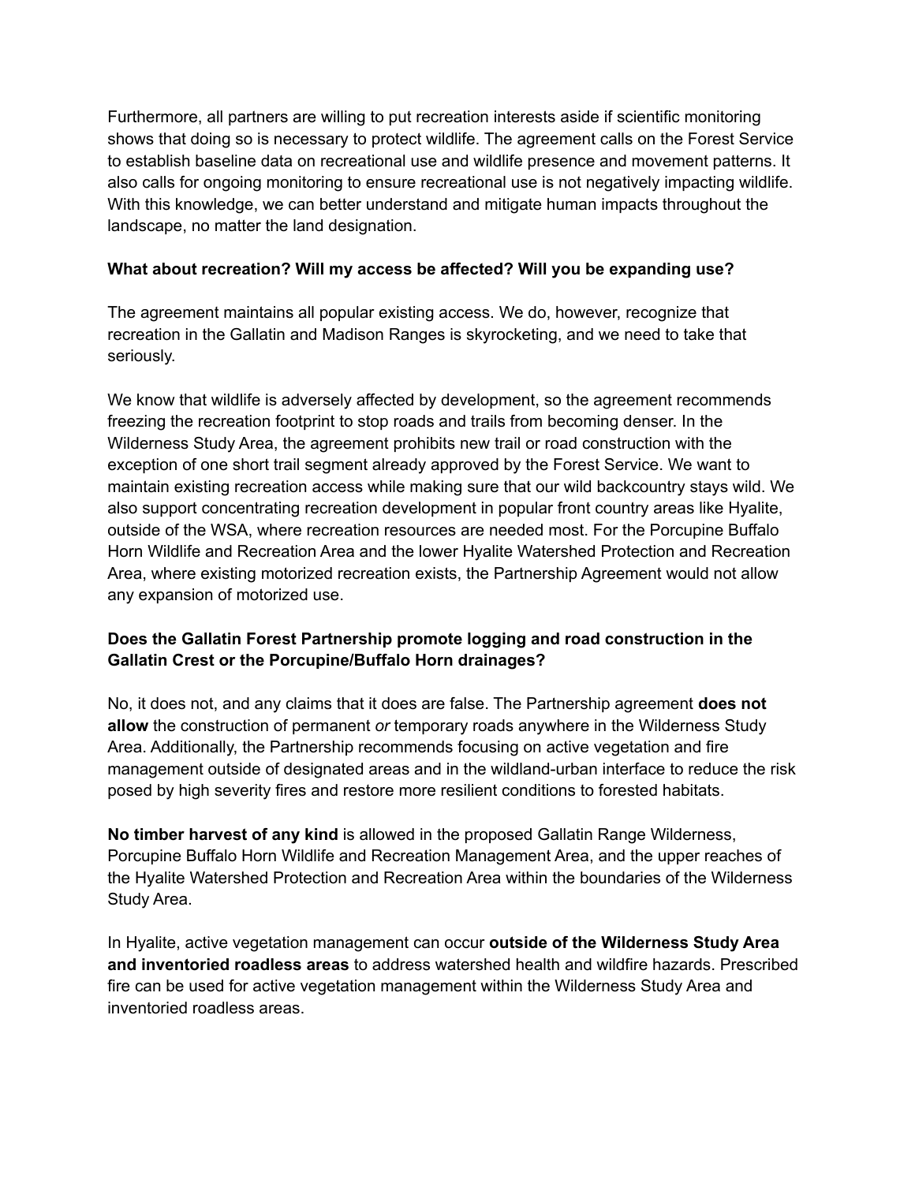Furthermore, all partners are willing to put recreation interests aside if scientific monitoring shows that doing so is necessary to protect wildlife. The agreement calls on the Forest Service to establish baseline data on recreational use and wildlife presence and movement patterns. It also calls for ongoing monitoring to ensure recreational use is not negatively impacting wildlife. With this knowledge, we can better understand and mitigate human impacts throughout the landscape, no matter the land designation.

**What about recreation? Will my access be affected? Will you be expanding use?**

The agreement maintains all popular existing access. We do, however, recognize that recreation in the Gallatin and Madison Ranges is skyrocketing, and we need to take that seriously.

We know that wildlife is adversely affected by development, so the agreement recommends freezing the recreation footprint to stop roads and trails from becoming denser. In the Wilderness Study Area, the agreement prohibits new trail or road construction with the exception of one short trail segment already approved by the Forest Service. We want to maintain existing recreation access while making sure that our wild backcountry stays wild. We also support concentrating recreation development in popular front country areas like Hyalite, outside of the WSA, where recreation resources are needed most. For the Porcupine Buffalo Horn Wildlife and Recreation Area and the lower Hyalite Watershed Protection and Recreation Area, where existing motorized recreation exists, the Partnership Agreement would not allow any expansion of motorized use.

**Does the Gallatin Forest Partnership promote logging and road construction in the Gallatin Crest or the Porcupine/Buffalo Horn drainages?**

No, it does not, and any claims that it does are false. The Partnership agreement **does not allow** the construction of permanent *or* temporary roads anywhere in the Wilderness Study Area. Additionally, the Partnership recommends focusing on active vegetation and fire management outside of designated areas and in the wildland-urban interface to reduce the risk posed by high severity fires and restore more resilient conditions to forested habitats.

**No timber harvest of any kind** is allowed in the proposed Gallatin Range Wilderness, Porcupine Buffalo Horn Wildlife and Recreation Management Area, and the upper reaches of the Hyalite Watershed Protection and Recreation Area within the boundaries of the Wilderness Study Area.

In Hyalite, active vegetation management can occur **outside of the Wilderness Study Area and inventoried roadless areas** to address watershed health and wildfire hazards. Prescribed fire can be used for active vegetation management within the Wilderness Study Area and inventoried roadless areas.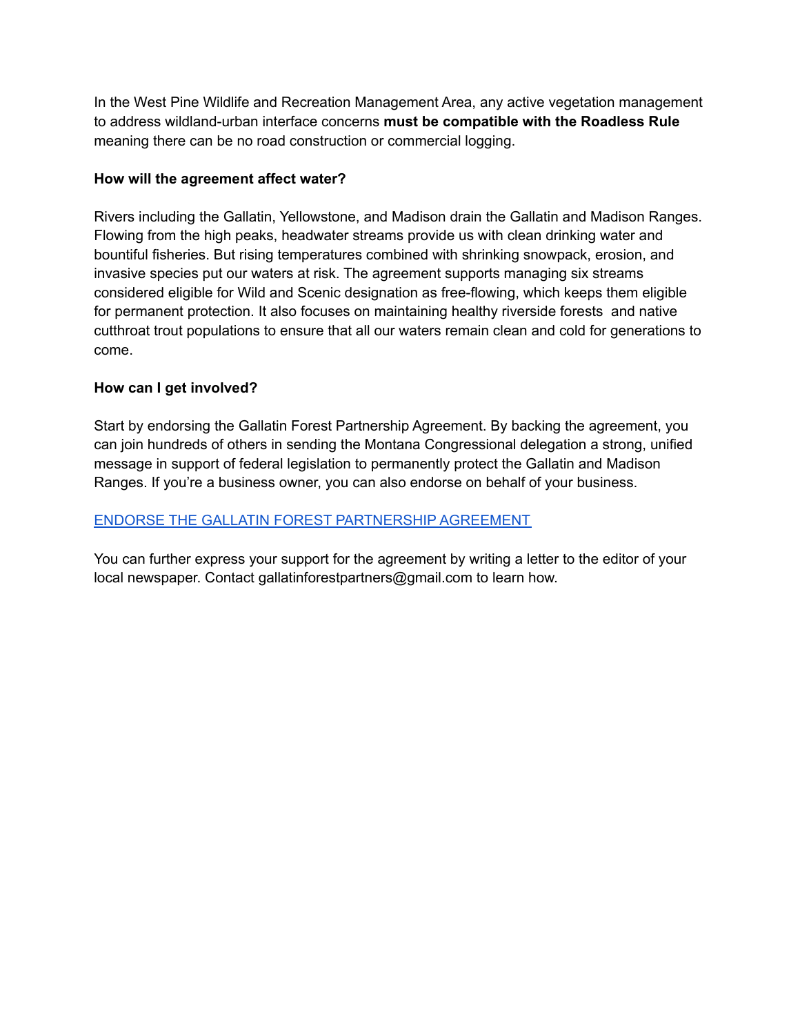In the West Pine Wildlife and Recreation Management Area, any active vegetation management to address wildland-urban interface concerns **must be compatible with the Roadless Rule** meaning there can be no road construction or commercial logging.

**How will the agreement affect water?**

Rivers including the Gallatin, Yellowstone, and Madison drain the Gallatin and Madison Ranges. Flowing from the high peaks, headwater streams provide us with clean drinking water and bountiful fisheries. But rising temperatures combined with shrinking snowpack, erosion, and invasive species put our waters at risk. The agreement supports managing six streams considered eligible for Wild and Scenic designation as free-flowing, which keeps them eligible for permanent protection. It also focuses on maintaining healthy riverside forests and native cutthroat trout populations to ensure that all our waters remain clean and cold for generations to come.

**How can I get involved?**

Start by endorsing the Gallatin Forest Partnership Agreement. By backing the agreement, you can join hundreds of others in sending the Montana Congressional delegation a strong, unified message in support of federal legislation to permanently protect the Gallatin and Madison Ranges. If you're a business owner, you can also endorse on behalf of your business.

ENDORSE THE GALLATIN FOREST PARTNERSHIP AGREEMENT

You can further express your support for the agreement by writing a letter to the editor of your local newspaper. Contact gallatinforestpartners@gmail.com to learn how.